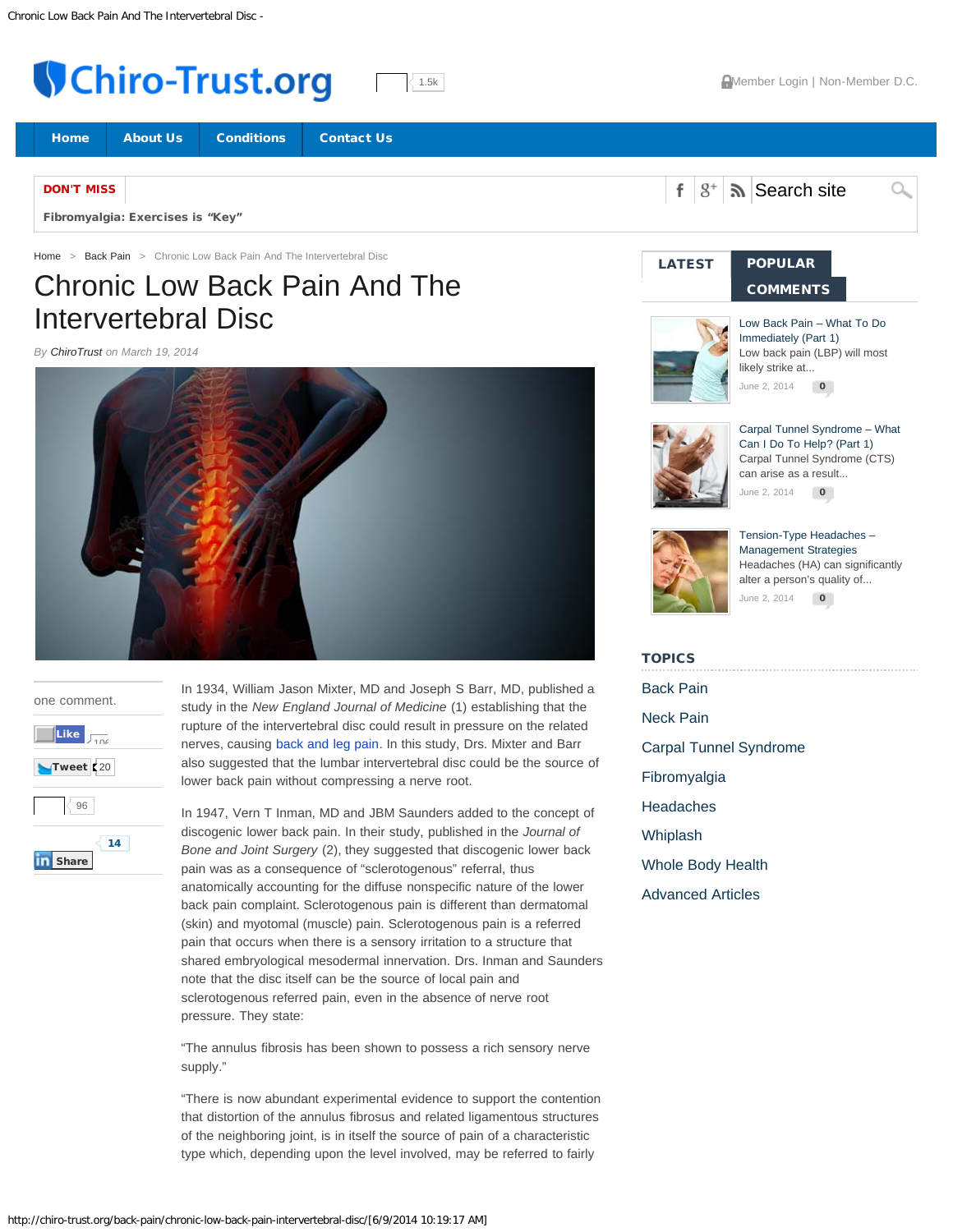Home > Back Pain > Chronic Low Back Pain And The Intervertebral Disc

# Chronic Low Back Pain And The Intervertebral Disc

*By ChiroTrust on March 19, 2014*

one comment.

In 1934, William Jason Mixter, MD and Joseph S Barr, MD, published a study in the *New England Journal of Medicine* (1) establishing that the rupture of the intervertebral disc could result in pressure on the related nerves, causing back and leg pain. In this study, Drs. Mixter and Barr also suggested that the lumbar intervertebral disc could be the source of lower back pain without compressing a nerve root.

In 1947, Vern T Inman, MD and JBM Saunders added to the concept of discogenic lower back pain. In their study, published in the *Journal of Bone and Joint Surgery* (2), they suggested that discogenic lower back pain was as a consequence of "sclerotogenous" referral, thus anatomically accounting for the diffuse nonspecific nature of the lower back pain complaint. Sclerotogenous pain is different than dermatomal (skin) and myotomal (muscle) pain. Sclerotogenous pain is a referred pain that occurs when there is a sensory irritation to a structure that shared embryological mesodermal innervation. Drs. Inman and Saunders note that the disc itself can be the source of local pain and sclerotogenous referred pain, even in the absence of nerve root pressure. They state:

"The annulus fibrosis has been shown to possess a rich sensory nerve supply."

"There is now abundant experimental evidence to support the contention that distortion of the annulus fibrosus and related ligamentous structures of the neighboring joint, is in itself the source of pain of a characteristic type which, depending upon the level involved, may be referred to fairly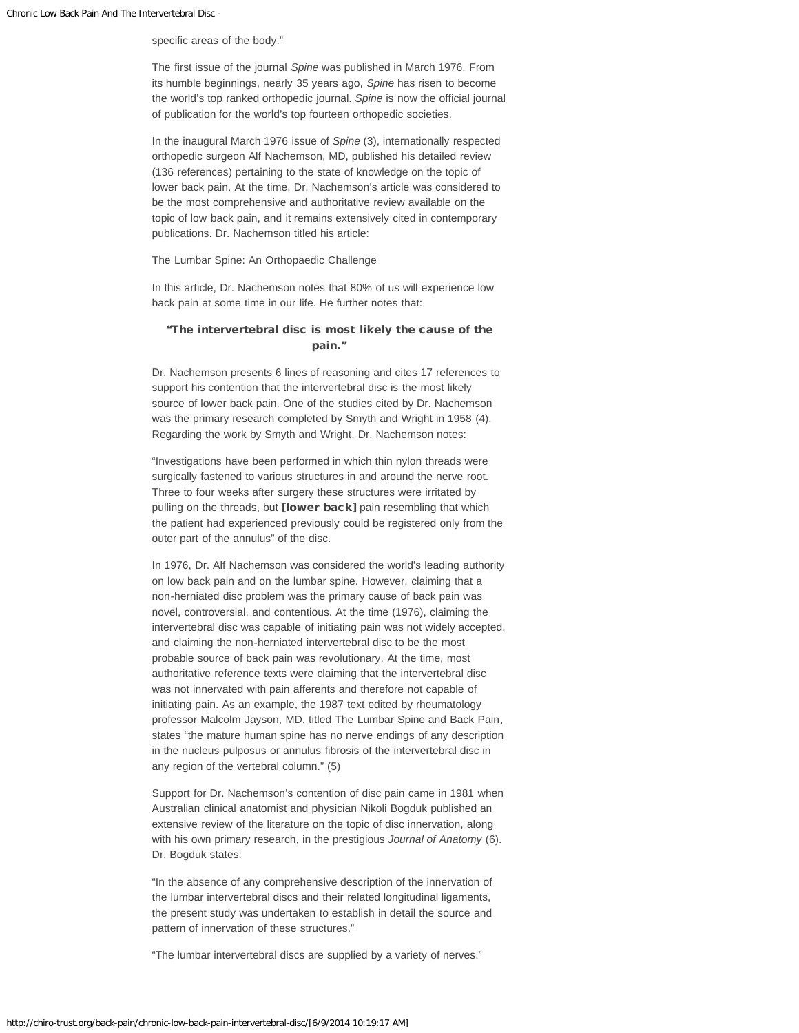specific areas of the body."

The first issue of the journal *Spine* was published in March 1976. From its humble beginnings, nearly 35 years ago, *Spine* has risen to become the world's top ranked orthopedic journal. *Spine* is now the official journal of publication for the world's top fourteen orthopedic societies.

In the inaugural March 1976 issue of *Spine* (3), internationally respected orthopedic surgeon Alf Nachemson, MD, published his detailed review (136 references) pertaining to the state of knowledge on the topic of lower back pain. At the time, Dr. Nachemson's article was considered to be the most comprehensive and authoritative review available on the topic of low back pain, and it remains extensively cited in contemporary publications. Dr. Nachemson titled his article:

The Lumbar Spine: An Orthopaedic Challenge

In this article, Dr. Nachemson notes that 80% of us will experience low back pain at some time in our life. He further notes that:

**"The intervertebral disc is most likely the cause of the pain."**

Dr. Nachemson presents 6 lines of reasoning and cites 17 references to support his contention that the intervertebral disc is the most likely source of lower back pain. One of the studies cited by Dr. Nachemson was the primary research completed by Smyth and Wright in 1958 (4). Regarding the work by Smyth and Wright, Dr. Nachemson notes:

"Investigations have been performed in which thin nylon threads were surgically fastened to various structures in and around the nerve root. Three to four weeks after surgery these structures were irritated by pulling on the threads, but **[lower back]** pain resembling that which the patient had experienced previously could be registered only from the outer part of the annulus" of the disc.

In 1976, Dr. Alf Nachemson was considered the world's leading authority on low back pain and on the lumbar spine. However, claiming that a non-herniated disc problem was the primary cause of back pain was novel, controversial, and contentious. At the time (1976), claiming the intervertebral disc was capable of initiating pain was not widely accepted, and claiming the non-herniated intervertebral disc to be the most probable source of back pain was revolutionary. At the time, most authoritative reference texts were claiming that the intervertebral disc was not innervated with pain afferents and therefore not capable of initiating pain. As an example, the 1987 text edited by rheumatology professor Malcolm Jayson, MD, titled The Lumbar Spine and Back Pain, states "the mature human spine has no nerve endings of any description in the nucleus pulposus or annulus fibrosis of the intervertebral disc in any region of the vertebral column." (5)

Support for Dr. Nachemson's contention of disc pain came in 1981 when Australian clinical anatomist and physician Nikoli Bogduk published an extensive review of the literature on the topic of disc innervation, along with his own primary research, in the prestigious *Journal of Anatomy* (6). Dr. Bogduk states:

"In the absence of any comprehensive description of the innervation of the lumbar intervertebral discs and their related longitudinal ligaments, the present study was undertaken to establish in detail the source and pattern of innervation of these structures."

"The lumbar intervertebral discs are supplied by a variety of nerves."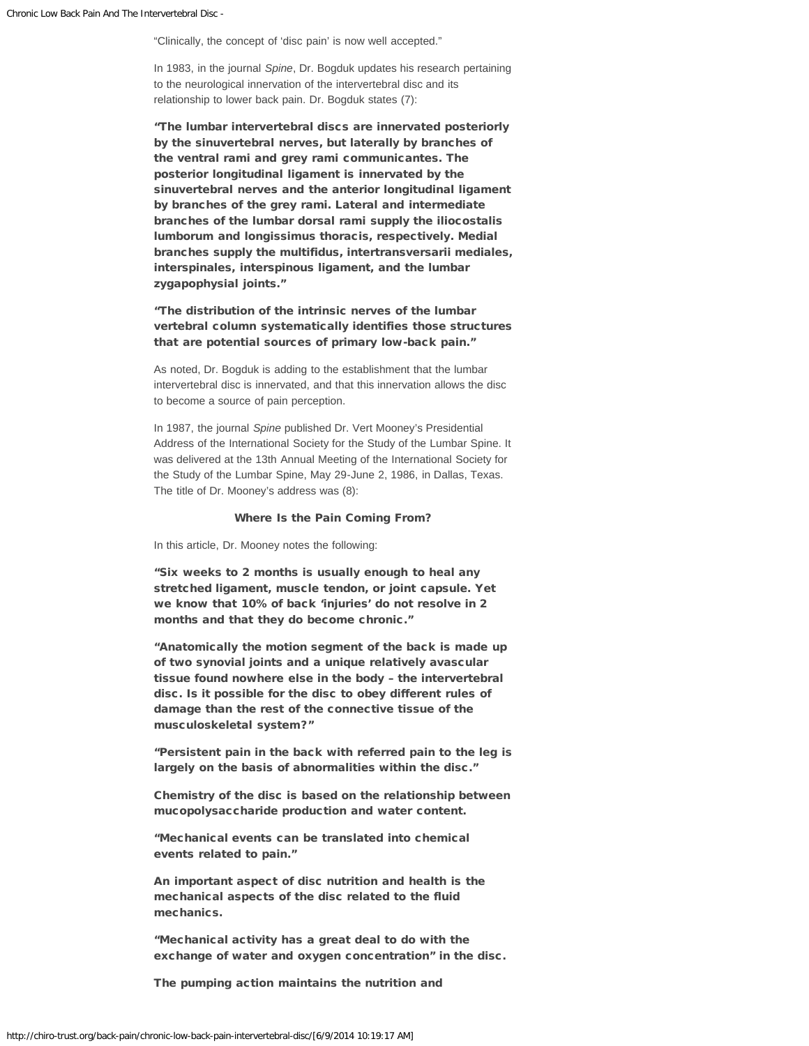"Clinically, the concept of 'disc pain' is now well accepted."

In 1983, in the journal *Spine*, Dr. Bogduk updates his research pertaining to the neurological innervation of the intervertebral disc and its relationship to lower back pain. Dr. Bogduk states (7):

**"The lumbar intervertebral discs are innervated posteriorly by the sinuvertebral nerves, but laterally by branches of the ventral rami and grey rami communicantes. The posterior longitudinal ligament is innervated by the sinuvertebral nerves and the anterior longitudinal ligament by branches of the grey rami. Lateral and intermediate branches of the lumbar dorsal rami supply the iliocostalis lumborum and longissimus thoracis, respectively. Medial branches supply the multifidus, intertransversarii mediales, interspinales, interspinous ligament, and the lumbar zygapophysial joints."**

**"The distribution of the intrinsic nerves of the lumbar vertebral column systematically identifies those structures that are potential sources of primary low-back pain."**

As noted, Dr. Bogduk is adding to the establishment that the lumbar intervertebral disc is innervated, and that this innervation allows the disc to become a source of pain perception.

In 1987, the journal *Spine* published Dr. Vert Mooney's Presidential Address of the International Society for the Study of the Lumbar Spine. It was delivered at the 13th Annual Meeting of the International Society for the Study of the Lumbar Spine, May 29-June 2, 1986, in Dallas, Texas. The title of Dr. Mooney's address was (8):

**Where Is the Pain Coming From?**

In this article, Dr. Mooney notes the following:

**"Six weeks to 2 months is usually enough to heal any stretched ligament, muscle tendon, or joint capsule. Yet we know that 10% of back 'injuries' do not resolve in 2 months and that they do become chronic."**

**"Anatomically the motion segment of the back is made up of two synovial joints and a unique relatively avascular tissue found nowhere else in the body – the intervertebral disc. Is it possible for the disc to obey different rules of damage than the rest of the connective tissue of the musculoskeletal system?"**

**"Persistent pain in the back with referred pain to the leg is largely on the basis of abnormalities within the disc."**

**Chemistry of the disc is based on the relationship between mucopolysaccharide production and water content.**

**"Mechanical events can be translated into chemical events related to pain."**

**An important aspect of disc nutrition and health is the mechanical aspects of the disc related to the fluid mechanics.**

**"Mechanical activity has a great deal to do with the exchange of water and oxygen concentration" in the disc.**

**The pumping action maintains the nutrition and**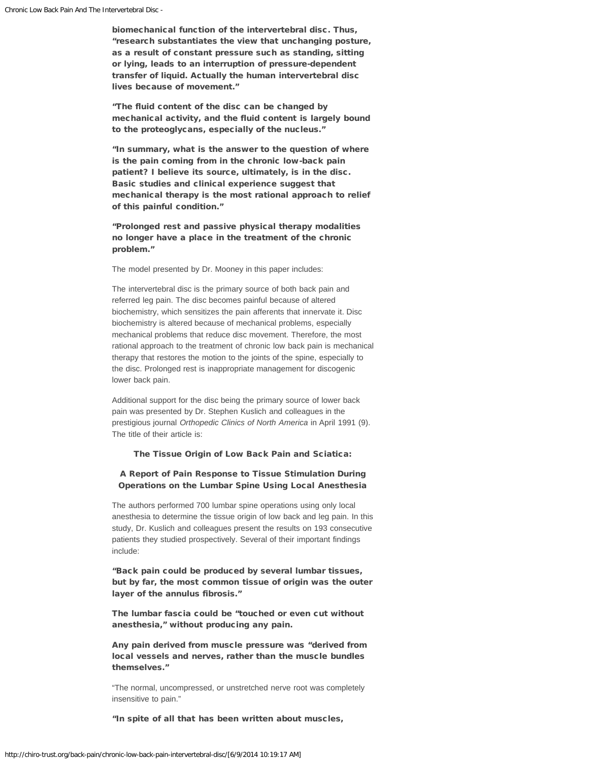**biomechanical function of the intervertebral disc. Thus, "research substantiates the view that unchanging posture, as a result of constant pressure such as standing, sitting or lying, leads to an interruption of pressure-dependent transfer of liquid. Actually the human intervertebral disc lives because of movement."**

**"The fluid content of the disc can be changed by mechanical activity, and the fluid content is largely bound to the proteoglycans, especially of the nucleus."**

**"In summary, what is the answer to the question of where is the pain coming from in the chronic low-back pain patient? I believe its source, ultimately, is in the disc. Basic studies and clinical experience suggest that mechanical therapy is the most rational approach to relief of this painful condition."**

**"Prolonged rest and passive physical therapy modalities no longer have a place in the treatment of the chronic problem."**

The model presented by Dr. Mooney in this paper includes:

The intervertebral disc is the primary source of both back pain and referred leg pain. The disc becomes painful because of altered biochemistry, which sensitizes the pain afferents that innervate it. Disc biochemistry is altered because of mechanical problems, especially mechanical problems that reduce disc movement. Therefore, the most rational approach to the treatment of chronic low back pain is mechanical therapy that restores the motion to the joints of the spine, especially to the disc. Prolonged rest is inappropriate management for discogenic lower back pain.

Additional support for the disc being the primary source of lower back pain was presented by Dr. Stephen Kuslich and colleagues in the prestigious journal *Orthopedic Clinics of North America* in April 1991 (9). The title of their article is:

**The Tissue Origin of Low Back Pain and Sciatica:**

**A Report of Pain Response to Tissue Stimulation During Operations on the Lumbar Spine Using Local Anesthesia**

The authors performed 700 lumbar spine operations using only local anesthesia to determine the tissue origin of low back and leg pain. In this study, Dr. Kuslich and colleagues present the results on 193 consecutive patients they studied prospectively. Several of their important findings include:

**"Back pain could be produced by several lumbar tissues, but by far, the most common tissue of origin was the outer layer of the annulus fibrosis."**

**The lumbar fascia could be "touched or even cut without anesthesia," without producing any pain.**

**Any pain derived from muscle pressure was "derived from local vessels and nerves, rather than the muscle bundles themselves."**

"The normal, uncompressed, or unstretched nerve root was completely insensitive to pain."

**"In spite of all that has been written about muscles,**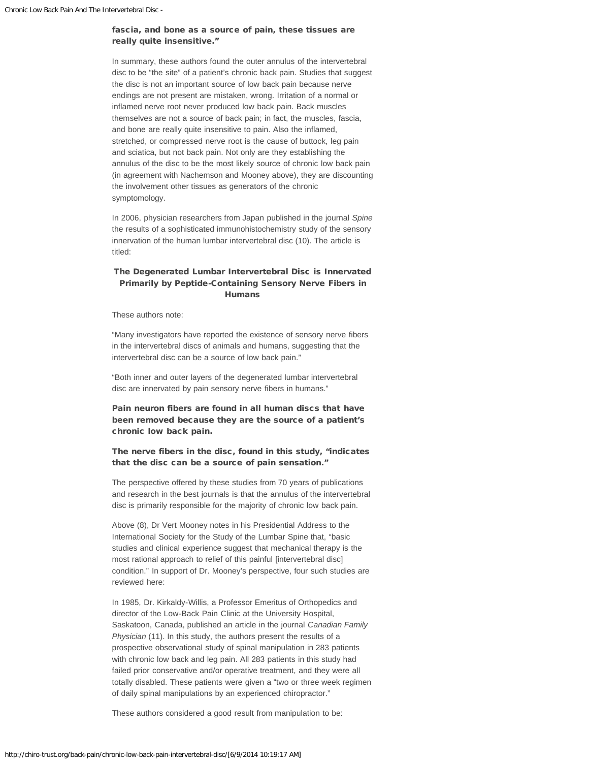**fascia, and bone as a source of pain, these tissues are really quite insensitive."**

In summary, these authors found the outer annulus of the intervertebral disc to be "the site" of a patient's chronic back pain. Studies that suggest the disc is not an important source of low back pain because nerve endings are not present are mistaken, wrong. Irritation of a normal or inflamed nerve root never produced low back pain. Back muscles themselves are not a source of back pain; in fact, the muscles, fascia, and bone are really quite insensitive to pain. Also the inflamed, stretched, or compressed nerve root is the cause of buttock, leg pain and sciatica, but not back pain. Not only are they establishing the annulus of the disc to be the most likely source of chronic low back pain (in agreement with Nachemson and Mooney above), they are discounting the involvement other tissues as generators of the chronic symptomology.

In 2006, physician researchers from Japan published in the journal *Spine* the results of a sophisticated immunohistochemistry study of the sensory innervation of the human lumbar intervertebral disc (10). The article is titled:

**The Degenerated Lumbar Intervertebral Disc is Innervated Primarily by Peptide-Containing Sensory Nerve Fibers in Humans**

These authors note:

"Many investigators have reported the existence of sensory nerve fibers in the intervertebral discs of animals and humans, suggesting that the intervertebral disc can be a source of low back pain."

"Both inner and outer layers of the degenerated lumbar intervertebral disc are innervated by pain sensory nerve fibers in humans."

**Pain neuron fibers are found in all human discs that have been removed because they are the source of a patient's chronic low back pain.**

**The nerve fibers in the disc, found in this study, "indicates that the disc can be a source of pain sensation."**

The perspective offered by these studies from 70 years of publications and research in the best journals is that the annulus of the intervertebral disc is primarily responsible for the majority of chronic low back pain.

Above (8), Dr Vert Mooney notes in his Presidential Address to the International Society for the Study of the Lumbar Spine that, "basic studies and clinical experience suggest that mechanical therapy is the most rational approach to relief of this painful [intervertebral disc] condition." In support of Dr. Mooney's perspective, four such studies are reviewed here:

In 1985, Dr. Kirkaldy-Willis, a Professor Emeritus of Orthopedics and director of the Low-Back Pain Clinic at the University Hospital, Saskatoon, Canada, published an article in the journal *Canadian Family Physician* (11). In this study, the authors present the results of a prospective observational study of spinal manipulation in 283 patients with chronic low back and leg pain. All 283 patients in this study had failed prior conservative and/or operative treatment, and they were all totally disabled. These patients were given a "two or three week regimen of daily spinal manipulations by an experienced chiropractor."

These authors considered a good result from manipulation to be: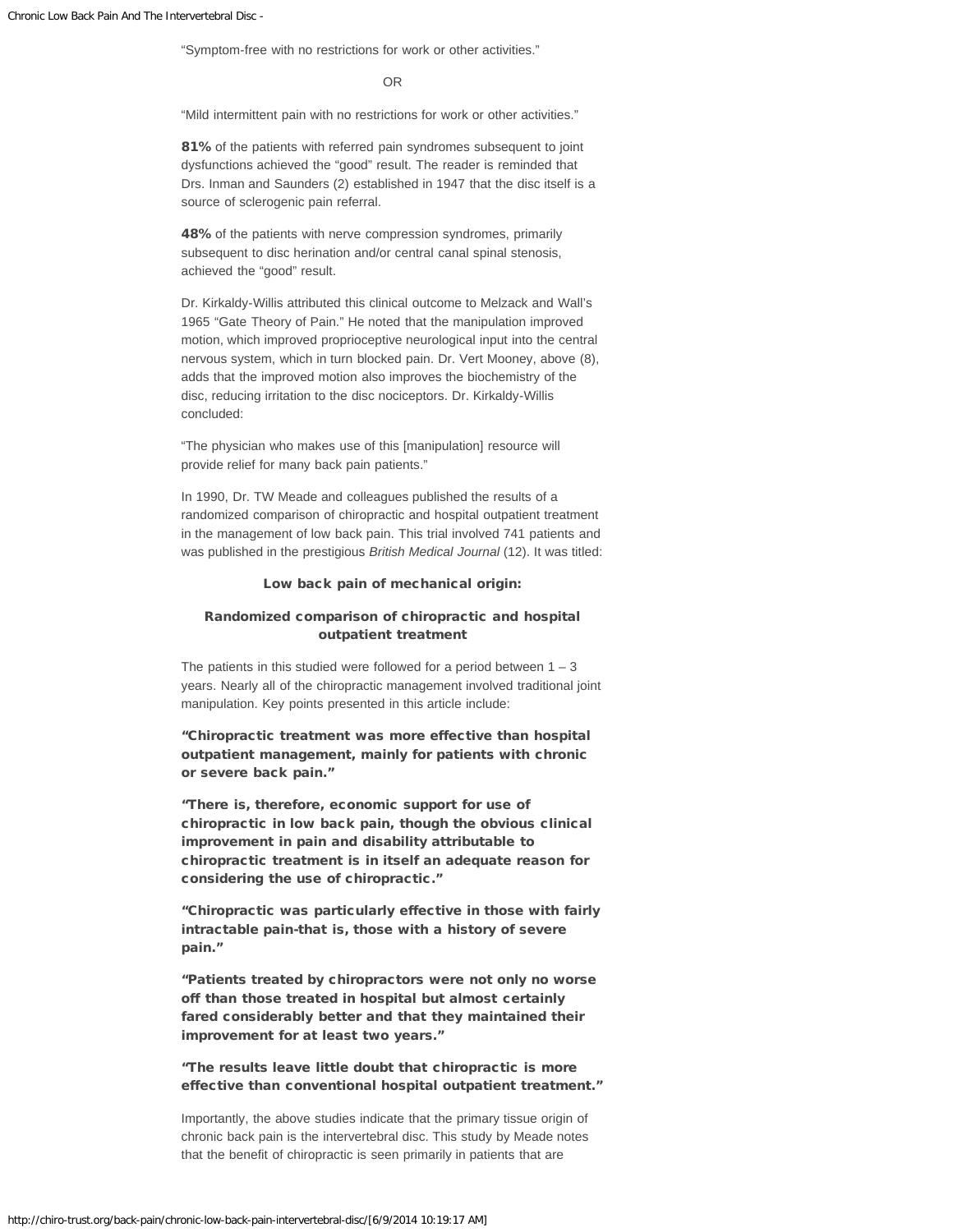"Symptom-free with no restrictions for work or other activities."

OR

"Mild intermittent pain with no restrictions for work or other activities."

**81%** of the patients with referred pain syndromes subsequent to joint dysfunctions achieved the "good" result. The reader is reminded that Drs. Inman and Saunders (2) established in 1947 that the disc itself is a source of sclerogenic pain referral.

**48%** of the patients with nerve compression syndromes, primarily subsequent to disc herination and/or central canal spinal stenosis, achieved the "good" result.

Dr. Kirkaldy-Willis attributed this clinical outcome to Melzack and Wall's 1965 "Gate Theory of Pain." He noted that the manipulation improved motion, which improved proprioceptive neurological input into the central nervous system, which in turn blocked pain. Dr. Vert Mooney, above (8), adds that the improved motion also improves the biochemistry of the disc, reducing irritation to the disc nociceptors. Dr. Kirkaldy-Willis concluded:

"The physician who makes use of this [manipulation] resource will provide relief for many back pain patients."

In 1990, Dr. TW Meade and colleagues published the results of a randomized comparison of chiropractic and hospital outpatient treatment in the management of low back pain. This trial involved 741 patients and was published in the prestigious *British Medical Journal* (12). It was titled:

**Low back pain of mechanical origin:**

**Randomized comparison of chiropractic and hospital outpatient treatment**

The patients in this studied were followed for a period between 1 – 3 years. Nearly all of the chiropractic management involved traditional joint manipulation. Key points presented in this article include:

**"Chiropractic treatment was more effective than hospital outpatient management, mainly for patients with chronic or severe back pain."**

**"There is, therefore, economic support for use of chiropractic in low back pain, though the obvious clinical improvement in pain and disability attributable to chiropractic treatment is in itself an adequate reason for considering the use of chiropractic."**

**"Chiropractic was particularly effective in those with fairly intractable pain-that is, those with a history of severe pain."**

**"Patients treated by chiropractors were not only no worse off than those treated in hospital but almost certainly fared considerably better and that they maintained their improvement for at least two years."**

**"The results leave little doubt that chiropractic is more effective than conventional hospital outpatient treatment."**

Importantly, the above studies indicate that the primary tissue origin of chronic back pain is the intervertebral disc. This study by Meade notes that the benefit of chiropractic is seen primarily in patients that are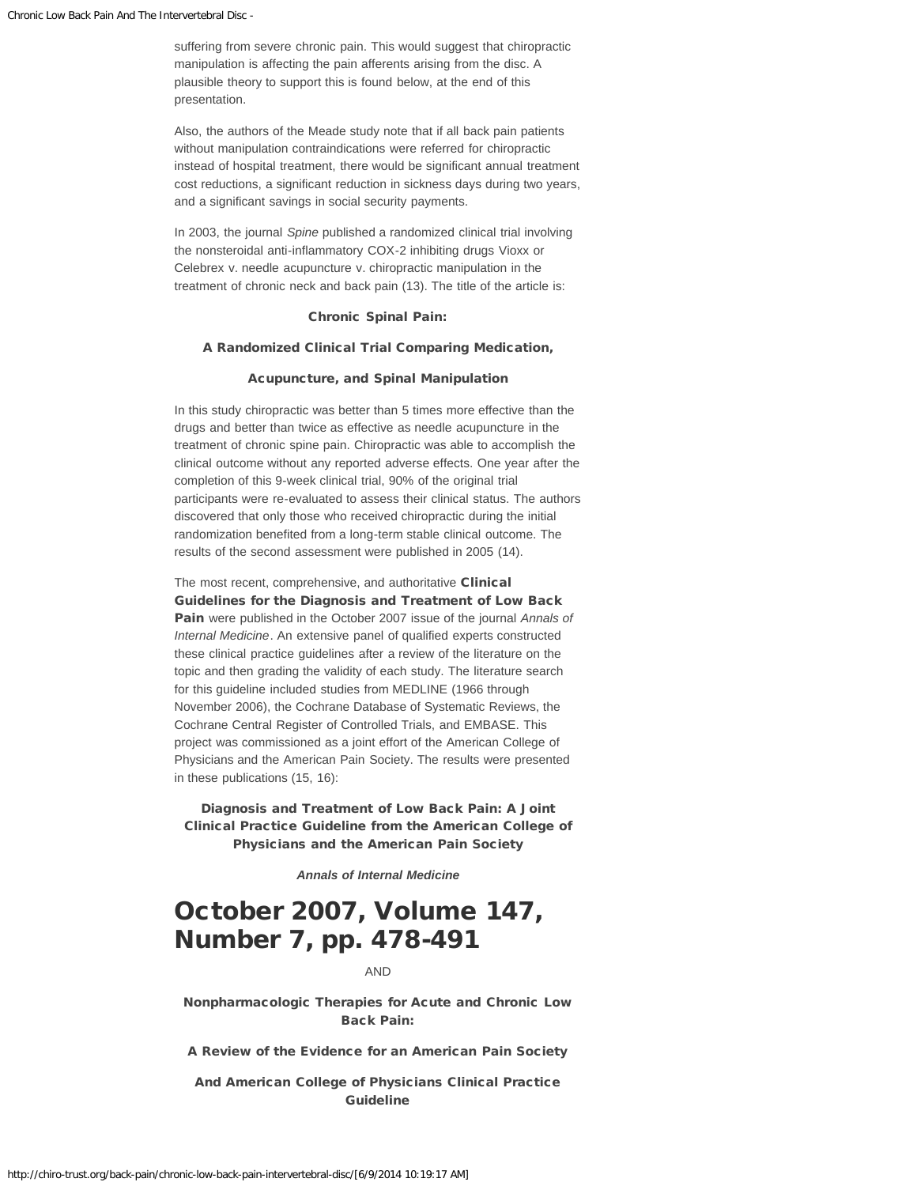suffering from severe chronic pain. This would suggest that chiropractic manipulation is affecting the pain afferents arising from the disc. A plausible theory to support this is found below, at the end of this presentation.

Also, the authors of the Meade study note that if all back pain patients without manipulation contraindications were referred for chiropractic instead of hospital treatment, there would be significant annual treatment cost reductions, a significant reduction in sickness days during two years, and a significant savings in social security payments.

In 2003, the journal *Spine* published a randomized clinical trial involving the nonsteroidal anti-inflammatory COX-2 inhibiting drugs Vioxx or Celebrex v. needle acupuncture v. chiropractic manipulation in the treatment of chronic neck and back pain (13). The title of the article is:

**Chronic Spinal Pain:**

**A Randomized Clinical Trial Comparing Medication,**

**Acupuncture, and Spinal Manipulation**

In this study chiropractic was better than 5 times more effective than the drugs and better than twice as effective as needle acupuncture in the treatment of chronic spine pain. Chiropractic was able to accomplish the clinical outcome without any reported adverse effects. One year after the completion of this 9-week clinical trial, 90% of the original trial participants were re-evaluated to assess their clinical status. The authors discovered that only those who received chiropractic during the initial randomization benefited from a long-term stable clinical outcome. The results of the second assessment were published in 2005 (14).

The most recent, comprehensive, and authoritative **Clinical Guidelines for the Diagnosis and Treatment of Low Back Pain** were published in the October 2007 issue of the journal *Annals of Internal Medicine*. An extensive panel of qualified experts constructed these clinical practice guidelines after a review of the literature on the topic and then grading the validity of each study. The literature search for this guideline included studies from MEDLINE (1966 through November 2006), the Cochrane Database of Systematic Reviews, the Cochrane Central Register of Controlled Trials, and EMBASE. This project was commissioned as a joint effort of the American College of Physicians and the American Pain Society. The results were presented in these publications (15, 16):

**Diagnosis and Treatment of Low Back Pain: A Joint Clinical Practice Guideline from the American College of Physicians and the American Pain Society**

***Annals of Internal Medicine***

# October 2007, Volume 147, Number 7, pp. 478-491

AND

**Nonpharmacologic Therapies for Acute and Chronic Low Back Pain:**

**A Review of the Evidence for an American Pain Society**

**And American College of Physicians Clinical Practice Guideline**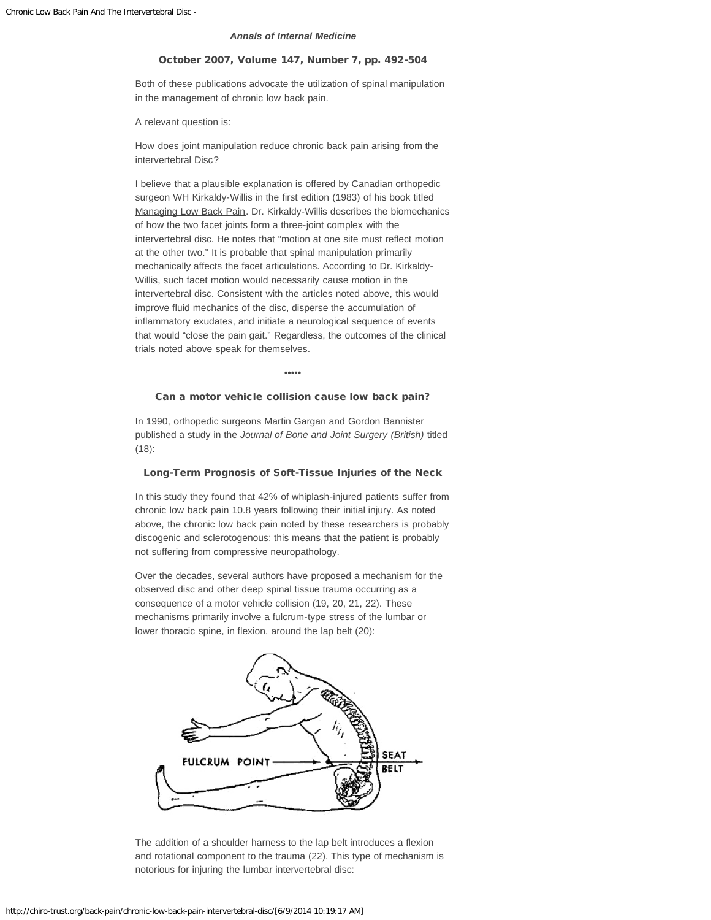***Annals of Internal Medicine***

**October 2007, Volume 147, Number 7, pp. 492-504**

Both of these publications advocate the utilization of spinal manipulation in the management of chronic low back pain.

A relevant question is:

How does joint manipulation reduce chronic back pain arising from the intervertebral Disc?

I believe that a plausible explanation is offered by Canadian orthopedic surgeon WH Kirkaldy-Willis in the first edition (1983) of his book titled Managing Low Back Pain. Dr. Kirkaldy-Willis describes the biomechanics of how the two facet joints form a three-joint complex with the intervertebral disc. He notes that "motion at one site must reflect motion at the other two." It is probable that spinal manipulation primarily mechanically affects the facet articulations. According to Dr. Kirkaldy-Willis, such facet motion would necessarily cause motion in the intervertebral disc. Consistent with the articles noted above, this would improve fluid mechanics of the disc, disperse the accumulation of inflammatory exudates, and initiate a neurological sequence of events that would "close the pain gait." Regardless, the outcomes of the clinical trials noted above speak for themselves.

•••••

### Can a motor vehicle collision cause low back pain?

In 1990, orthopedic surgeons Martin Gargan and Gordon Bannister published a study in the *Journal of Bone and Joint Surgery (British)* titled (18):

**Long-Term Prognosis of Soft-Tissue Injuries of the Neck**

In this study they found that 42% of whiplash-injured patients suffer from chronic low back pain 10.8 years following their initial injury. As noted above, the chronic low back pain noted by these researchers is probably discogenic and sclerotogenous; this means that the patient is probably not suffering from compressive neuropathology.

Over the decades, several authors have proposed a mechanism for the observed disc and other deep spinal tissue trauma occurring as a consequence of a motor vehicle collision (19, 20, 21, 22). These mechanisms primarily involve a fulcrum-type stress of the lumbar or lower thoracic spine, in flexion, around the lap belt (20):

FULCRUM POINT

SEAT BELT

The addition of a shoulder harness to the lap belt introduces a flexion and rotational component to the trauma (22). This type of mechanism is notorious for injuring the lumbar intervertebral disc: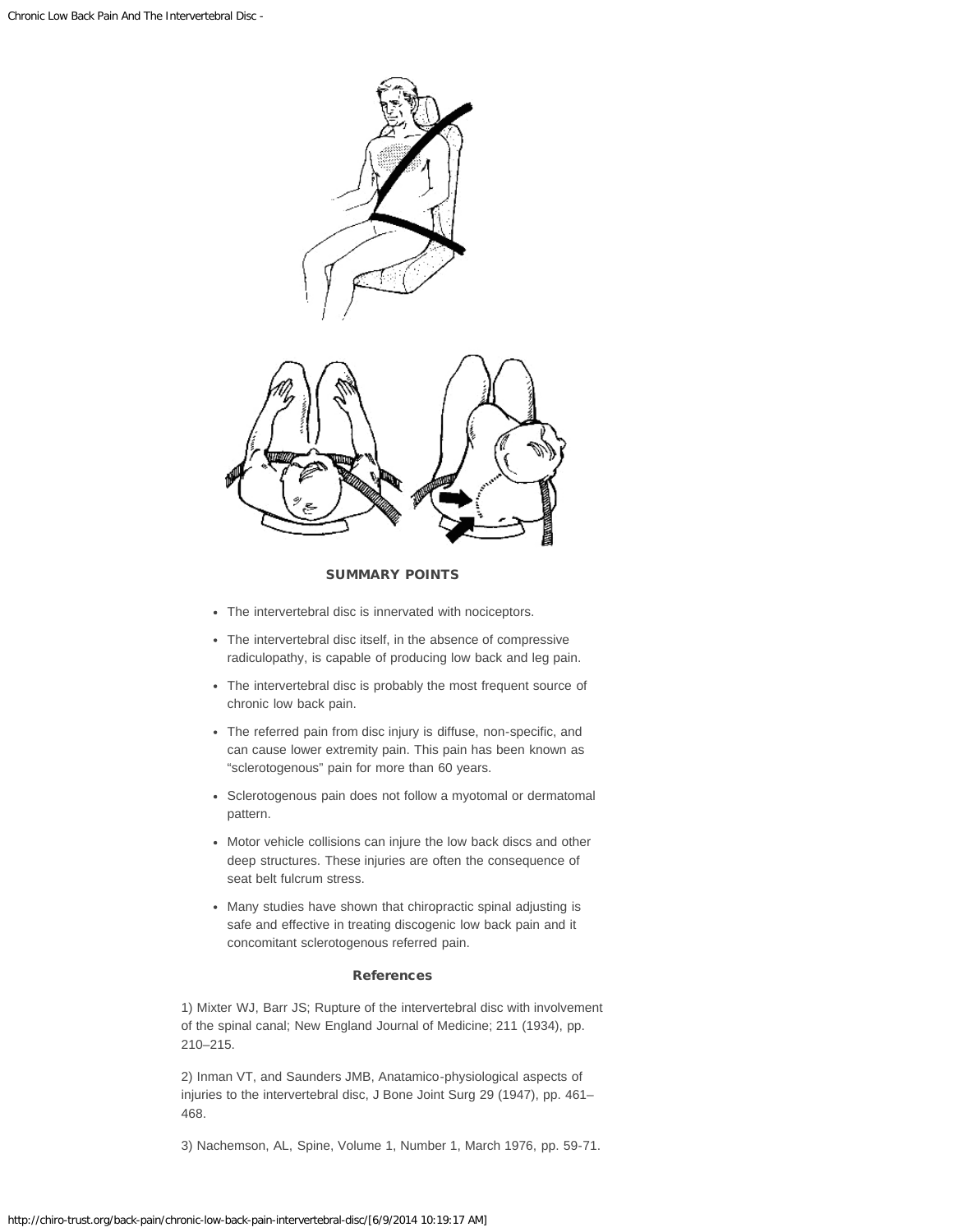### SUMMARY POINTS

- The intervertebral disc is innervated with nociceptors.
- The intervertebral disc itself, in the absence of compressive radiculopathy, is capable of producing low back and leg pain.
- The intervertebral disc is probably the most frequent source of chronic low back pain.
- The referred pain from disc injury is diffuse, non-specific, and can cause lower extremity pain. This pain has been known as "sclerotogenous" pain for more than 60 years.
- Sclerotogenous pain does not follow a myotomal or dermatomal pattern.
- Motor vehicle collisions can injure the low back discs and other deep structures. These injuries are often the consequence of seat belt fulcrum stress.
- Many studies have shown that chiropractic spinal adjusting is safe and effective in treating discogenic low back pain and it concomitant sclerotogenous referred pain.

### References

1) Mixter WJ, Barr JS; Rupture of the intervertebral disc with involvement of the spinal canal; New England Journal of Medicine; 211 (1934), pp. 210–215.

2) Inman VT, and Saunders JMB, Anatamico-physiological aspects of injuries to the intervertebral disc, J Bone Joint Surg 29 (1947), pp. 461–468.

3) Nachemson, AL, Spine, Volume 1, Number 1, March 1976, pp. 59-71.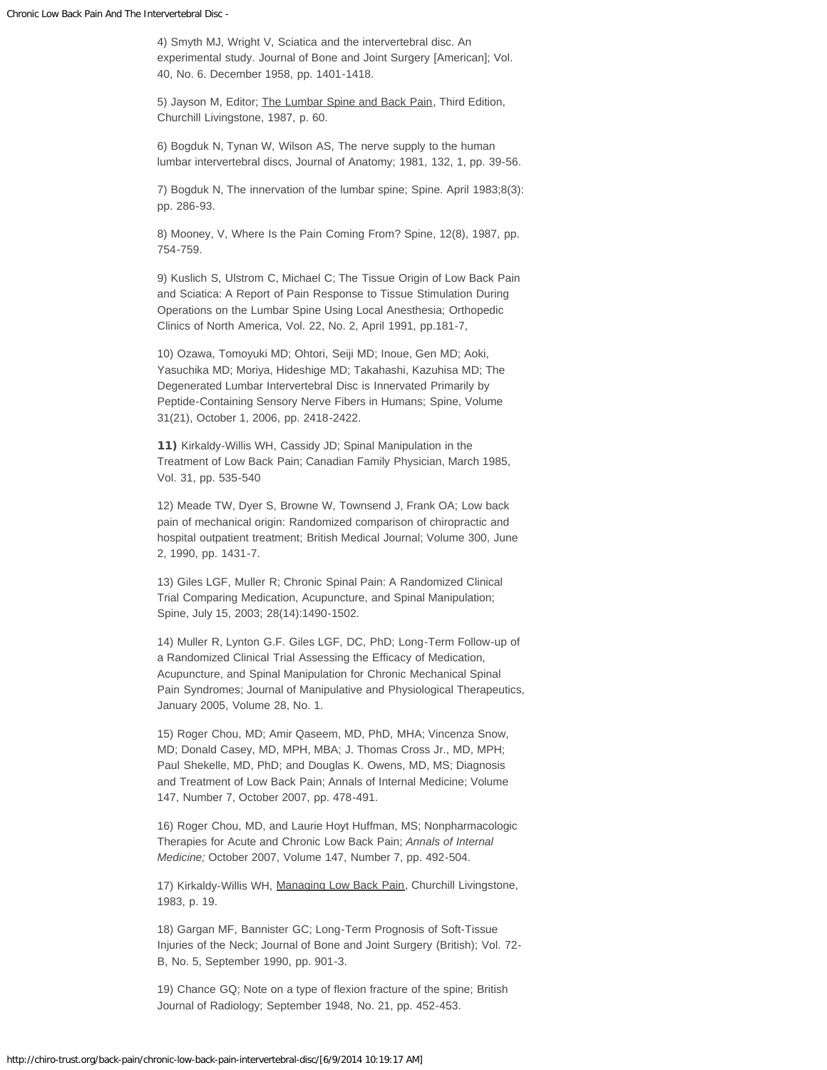4) Smyth MJ, Wright V, Sciatica and the intervertebral disc. An experimental study. Journal of Bone and Joint Surgery [American]; Vol. 40, No. 6. December 1958, pp. 1401-1418.

5) Jayson M, Editor; The Lumbar Spine and Back Pain, Third Edition, Churchill Livingstone, 1987, p. 60.

6) Bogduk N, Tynan W, Wilson AS, The nerve supply to the human lumbar intervertebral discs, Journal of Anatomy; 1981, 132, 1, pp. 39-56.

7) Bogduk N, The innervation of the lumbar spine; Spine. April 1983;8(3): pp. 286-93.

8) Mooney, V, Where Is the Pain Coming From? Spine, 12(8), 1987, pp. 754-759.

9) Kuslich S, Ulstrom C, Michael C; The Tissue Origin of Low Back Pain and Sciatica: A Report of Pain Response to Tissue Stimulation During Operations on the Lumbar Spine Using Local Anesthesia; Orthopedic Clinics of North America, Vol. 22, No. 2, April 1991, pp.181-7,

10) Ozawa, Tomoyuki MD; Ohtori, Seiji MD; Inoue, Gen MD; Aoki, Yasuchika MD; Moriya, Hideshige MD; Takahashi, Kazuhisa MD; The Degenerated Lumbar Intervertebral Disc is Innervated Primarily by Peptide-Containing Sensory Nerve Fibers in Humans; Spine, Volume 31(21), October 1, 2006, pp. 2418-2422.

**11)** Kirkaldy-Willis WH, Cassidy JD; Spinal Manipulation in the Treatment of Low Back Pain; Canadian Family Physician, March 1985, Vol. 31, pp. 535-540

12) Meade TW, Dyer S, Browne W, Townsend J, Frank OA; Low back pain of mechanical origin: Randomized comparison of chiropractic and hospital outpatient treatment; British Medical Journal; Volume 300, June 2, 1990, pp. 1431-7.

13) Giles LGF, Muller R; Chronic Spinal Pain: A Randomized Clinical Trial Comparing Medication, Acupuncture, and Spinal Manipulation; Spine, July 15, 2003; 28(14):1490-1502.

14) Muller R, Lynton G.F. Giles LGF, DC, PhD; Long-Term Follow-up of a Randomized Clinical Trial Assessing the Efficacy of Medication, Acupuncture, and Spinal Manipulation for Chronic Mechanical Spinal Pain Syndromes; Journal of Manipulative and Physiological Therapeutics, January 2005, Volume 28, No. 1.

15) Roger Chou, MD; Amir Qaseem, MD, PhD, MHA; Vincenza Snow, MD; Donald Casey, MD, MPH, MBA; J. Thomas Cross Jr., MD, MPH; Paul Shekelle, MD, PhD; and Douglas K. Owens, MD, MS; Diagnosis and Treatment of Low Back Pain; Annals of Internal Medicine; Volume 147, Number 7, October 2007, pp. 478-491.

16) Roger Chou, MD, and Laurie Hoyt Huffman, MS; Nonpharmacologic Therapies for Acute and Chronic Low Back Pain; *Annals of Internal Medicine;* October 2007, Volume 147, Number 7, pp. 492-504.

17) Kirkaldy-Willis WH, Managing Low Back Pain, Churchill Livingstone, 1983, p. 19.

18) Gargan MF, Bannister GC; Long-Term Prognosis of Soft-Tissue Injuries of the Neck; Journal of Bone and Joint Surgery (British); Vol. 72-B, No. 5, September 1990, pp. 901-3.

19) Chance GQ; Note on a type of flexion fracture of the spine; British Journal of Radiology; September 1948, No. 21, pp. 452-453.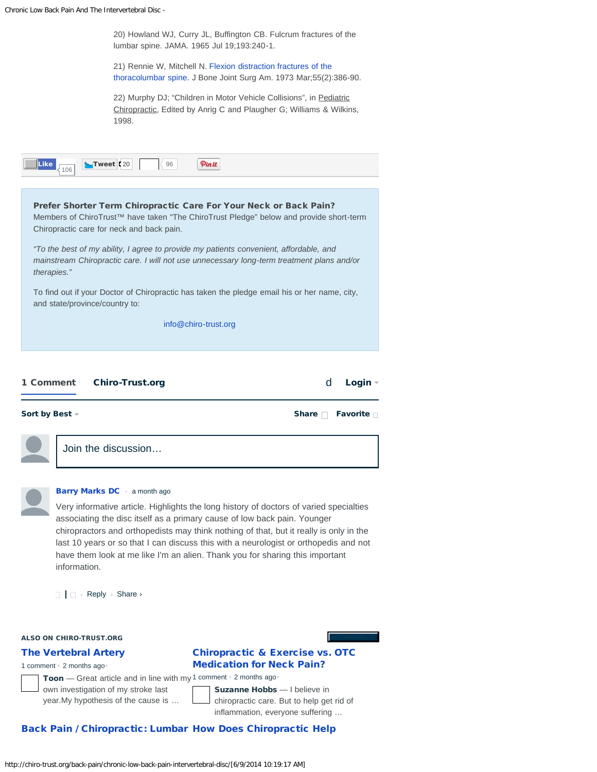20) Howland WJ, Curry JL, Buffington CB. Fulcrum fractures of the lumbar spine. JAMA. 1965 Jul 19;193:240-1.

21) Rennie W, Mitchell N. Flexion distraction fractures of the thoracolumbar spine. J Bone Joint Surg Am. 1973 Mar;55(2):386-90.

22) Murphy DJ; "Children in Motor Vehicle Collisions", in Pediatric Chiropractic, Edited by Anrig C and Plaugher G; Williams & Wilkins, 1998.

Like 106 Tweet 20 96 Pin it

**Prefer Shorter Term Chiropractic Care For Your Neck or Back Pain?**
Members of ChiroTrust™ have taken "The ChiroTrust Pledge" below and provide short-term Chiropractic care for neck and back pain.

*"To the best of my ability, I agree to provide my patients convenient, affordable, and mainstream Chiropractic care. I will not use unnecessary long-term treatment plans and/or therapies."*

To find out if your Doctor of Chiropractic has taken the pledge email his or her name, city, and state/province/country to:

info@chiro-trust.org

**1 Comment** **Chiro-Trust.org** **Login**

**Sort by Best** **Share** **Favorite**

Join the discussion…

**Barry Marks DC** • a month ago

Very informative article. Highlights the long history of doctors of varied specialties associating the disc itself as a primary cause of low back pain. Younger chiropractors and orthopedists may think nothing of that, but it really is only in the last 10 years or so that I can discuss this with a neurologist or orthopedis and not have them look at me like I'm an alien. Thank you for sharing this important information.

Reply • Share ›

**ALSO ON CHIRO-TRUST.ORG**

**The Vertebral Artery**

1 comment • 2 months ago

**Toon** — Great article and in line with my own investigation of my stroke last year.My hypothesis of the cause is …

**Chiropractic & Exercise vs. OTC Medication for Neck Pain?**

1 comment • 2 months ago

**Suzanne Hobbs** — I believe in chiropractic care. But to help get rid of inflammation, everyone suffering …

**Back Pain / Chiropractic: Lumbar** **How Does Chiropractic Help**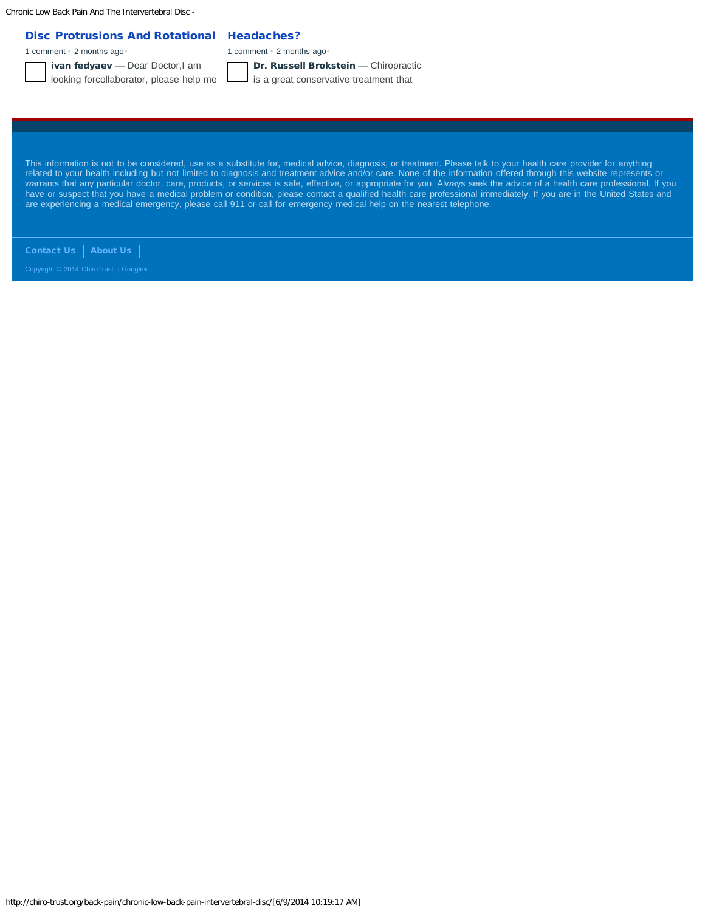**Disc Protrusions And Rotational**

1 comment • 2 months ago•

**ivan fedyaev** — Dear Doctor,I am looking forcollaborator, please help me

**Headaches?**

1 comment • 2 months ago•

**Dr. Russell Brokstein** — Chiropractic is a great conservative treatment that

This information is not to be considered, use as a substitute for, medical advice, diagnosis, or treatment. Please talk to your health care provider for anything related to your health including but not limited to diagnosis and treatment advice and/or care. None of the information offered through this website represents or warrants that any particular doctor, care, products, or services is safe, effective, or appropriate for you. Always seek the advice of a health care professional. If you have or suspect that you have a medical problem or condition, please contact a qualified health care professional immediately. If you are in the United States and are experiencing a medical emergency, please call 911 or call for emergency medical help on the nearest telephone.

**Contact Us** | **About Us**

Copyright © 2014 ChiroTrust. | Google+